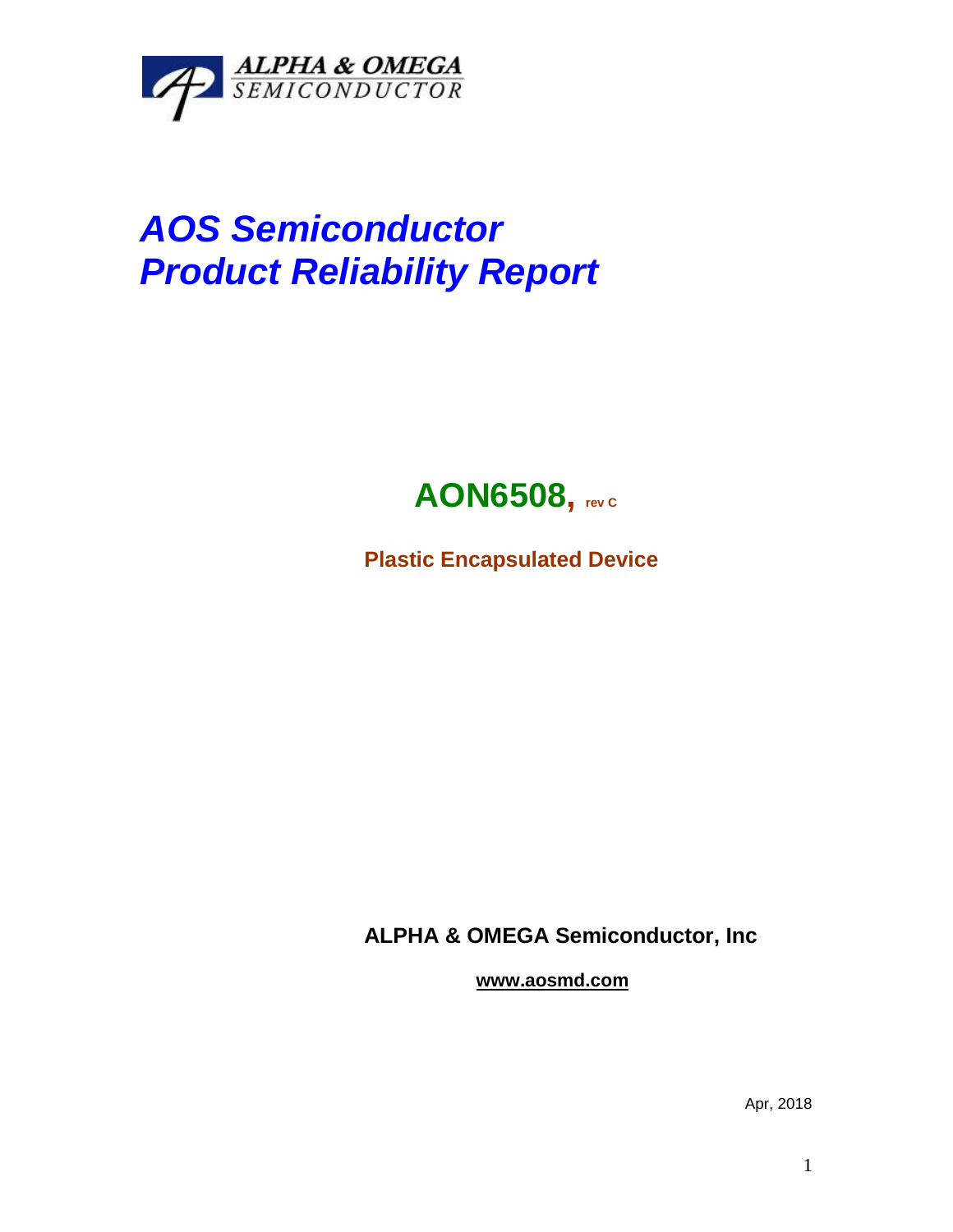ALPHA & OMEGA
SEMICONDUCTOR

# *AOS Semiconductor*
# *Product Reliability Report*

## AON6508, rev C

**Plastic Encapsulated Device**

**ALPHA & OMEGA Semiconductor, Inc**

**www.aosmd.com**

Apr, 2018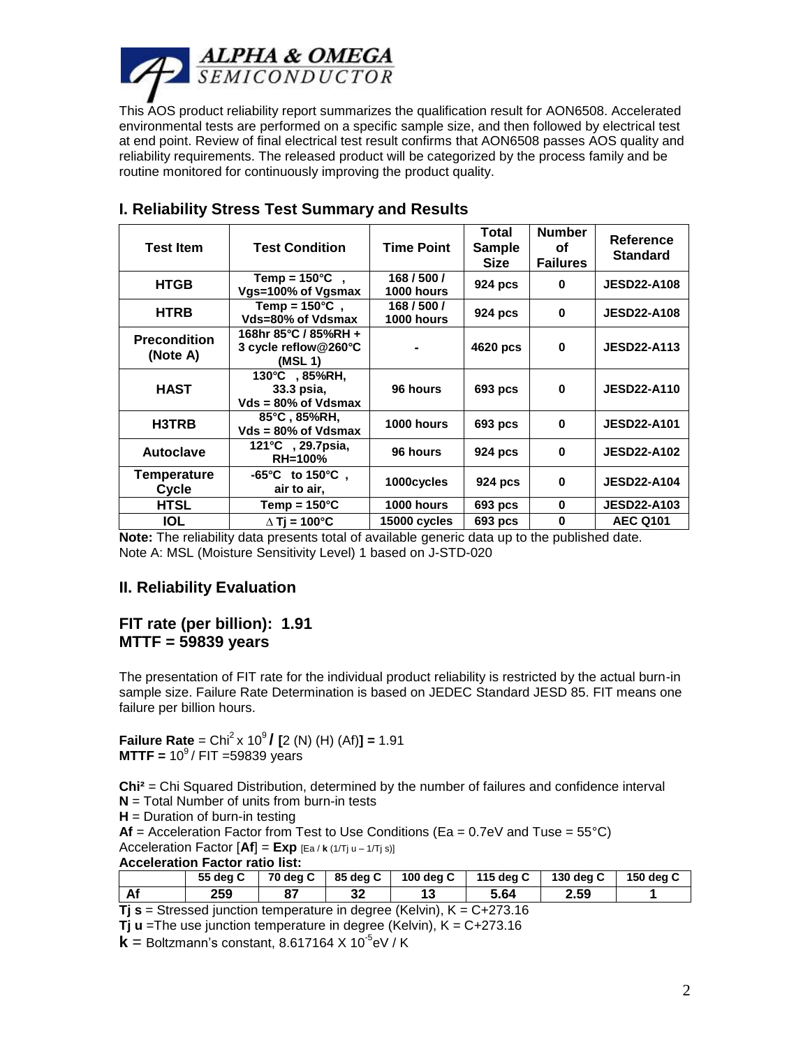This AOS product reliability report summarizes the qualification result for AON6508. Accelerated environmental tests are performed on a specific sample size, and then followed by electrical test at end point. Review of final electrical test result confirms that AON6508 passes AOS quality and reliability requirements. The released product will be categorized by the process family and be routine monitored for continuously improving the product quality.

## I. Reliability Stress Test Summary and Results

| Test Item | Test Condition | Time Point | Total Sample Size | Number of Failures | Reference Standard |
|---|---|---|---|---|---|
| **HTGB** | **Temp = 150°C , Vgs=100% of Vgsmax** | **168 / 500 / 1000 hours** | **924 pcs** | **0** | **JESD22-A108** |
| **HTRB** | **Temp = 150°C , Vds=80% of Vdsmax** | **168 / 500 / 1000 hours** | **924 pcs** | **0** | **JESD22-A108** |
| **Precondition (Note A)** | **168hr 85°C / 85%RH + 3 cycle reflow@260°C (MSL 1)** | **-** | **4620 pcs** | **0** | **JESD22-A113** |
| **HAST** | **130°C , 85%RH, 33.3 psia, Vds = 80% of Vdsmax** | **96 hours** | **693 pcs** | **0** | **JESD22-A110** |
| **H3TRB** | **85°C , 85%RH, Vds = 80% of Vdsmax** | **1000 hours** | **693 pcs** | **0** | **JESD22-A101** |
| **Autoclave** | **121°C , 29.7psia, RH=100%** | **96 hours** | **924 pcs** | **0** | **JESD22-A102** |
| **Temperature Cycle** | **-65°C to 150°C , air to air,** | **1000cycles** | **924 pcs** | **0** | **JESD22-A104** |
| **HTSL** | **Temp = 150°C** | **1000 hours** | **693 pcs** | **0** | **JESD22-A103** |
| **IOL** | **$\Delta$ Tj = 100°C** | **15000 cycles** | **693 pcs** | **0** | **AEC Q101** |

**Note:** The reliability data presents total of available generic data up to the published date.
Note A: MSL (Moisture Sensitivity Level) 1 based on J-STD-020

## II. Reliability Evaluation

### FIT rate (per billion): 1.91
### MTTF = 59839 years

The presentation of FIT rate for the individual product reliability is restricted by the actual burn-in sample size. Failure Rate Determination is based on JEDEC Standard JESD 85. FIT means one failure per billion hours.

**Failure Rate** = $Chi^2 \times 10^9$ **/ [**2 (N) (H) (Af)**] =** 1.91
**MTTF =** $10^9$ / FIT =59839 years

**Chi²** = Chi Squared Distribution, determined by the number of failures and confidence interval
**N** = Total Number of units from burn-in tests
**H** = Duration of burn-in testing
**Af** = Acceleration Factor from Test to Use Conditions (Ea = 0.7eV and Tuse = 55°C)
Acceleration Factor [**Af**] = **Exp** [Ea / **k** (1/Tj u – 1/Tj s)]

**Acceleration Factor ratio list:**

| | 55 deg C | 70 deg C | 85 deg C | 100 deg C | 115 deg C | 130 deg C | 150 deg C |
|---|---|---|---|---|---|---|---|
| **Af** | **259** | **87** | **32** | **13** | **5.64** | **2.59** | **1** |

**Tj s** = Stressed junction temperature in degree (Kelvin), K = C+273.16
**Tj u** =The use junction temperature in degree (Kelvin), K = C+273.16
**k** = Boltzmann's constant, 8.617164 X $10^{-5}$eV / K